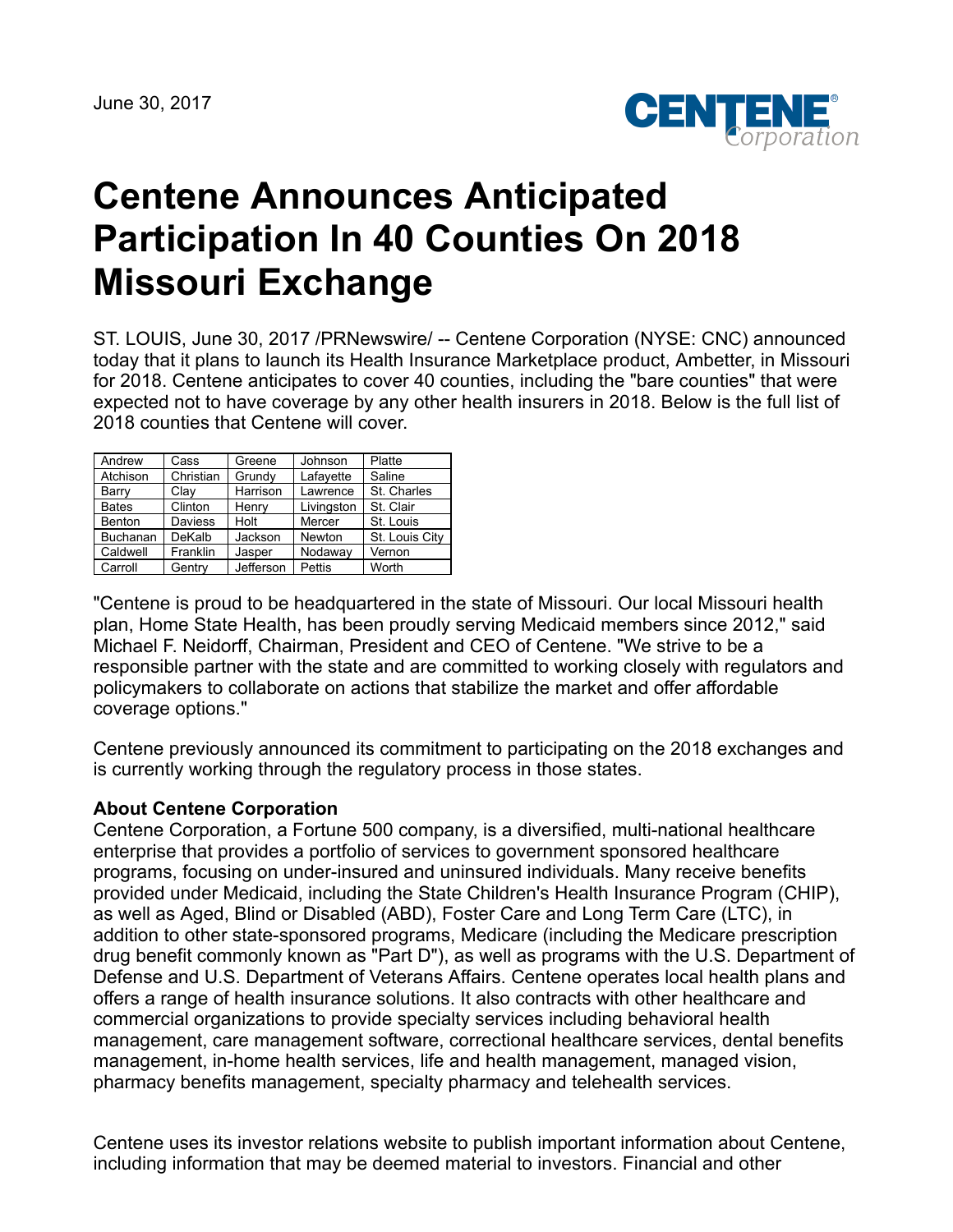June 30, 2017

# Centene Announces Anticipated Participation In 40 Counties On 2018 Missouri Exchange

ST. LOUIS, June 30, 2017 /PRNewswire/ -- Centene Corporation (NYSE: CNC) announced today that it plans to launch its Health Insurance Marketplace product, Ambetter, in Missouri for 2018. Centene anticipates to cover 40 counties, including the "bare counties" that were expected not to have coverage by any other health insurers in 2018. Below is the full list of 2018 counties that Centene will cover.

| | | | | |
|---|---|---|---|---|
| Andrew | Cass | Greene | Johnson | Platte |
| Atchison | Christian | Grundy | Lafayette | Saline |
| Barry | Clay | Harrison | Lawrence | St. Charles |
| Bates | Clinton | Henry | Livingston | St. Clair |
| Benton | Daviess | Holt | Mercer | St. Louis |
| Buchanan | DeKalb | Jackson | Newton | St. Louis City |
| Caldwell | Franklin | Jasper | Nodaway | Vernon |
| Carroll | Gentry | Jefferson | Pettis | Worth |

"Centene is proud to be headquartered in the state of Missouri. Our local Missouri health plan, Home State Health, has been proudly serving Medicaid members since 2012," said Michael F. Neidorff, Chairman, President and CEO of Centene. "We strive to be a responsible partner with the state and are committed to working closely with regulators and policymakers to collaborate on actions that stabilize the market and offer affordable coverage options."

Centene previously announced its commitment to participating on the 2018 exchanges and is currently working through the regulatory process in those states.

**About Centene Corporation**
Centene Corporation, a Fortune 500 company, is a diversified, multi-national healthcare enterprise that provides a portfolio of services to government sponsored healthcare programs, focusing on under-insured and uninsured individuals. Many receive benefits provided under Medicaid, including the State Children's Health Insurance Program (CHIP), as well as Aged, Blind or Disabled (ABD), Foster Care and Long Term Care (LTC), in addition to other state-sponsored programs, Medicare (including the Medicare prescription drug benefit commonly known as "Part D"), as well as programs with the U.S. Department of Defense and U.S. Department of Veterans Affairs. Centene operates local health plans and offers a range of health insurance solutions. It also contracts with other healthcare and commercial organizations to provide specialty services including behavioral health management, care management software, correctional healthcare services, dental benefits management, in-home health services, life and health management, managed vision, pharmacy benefits management, specialty pharmacy and telehealth services.

Centene uses its investor relations website to publish important information about Centene, including information that may be deemed material to investors. Financial and other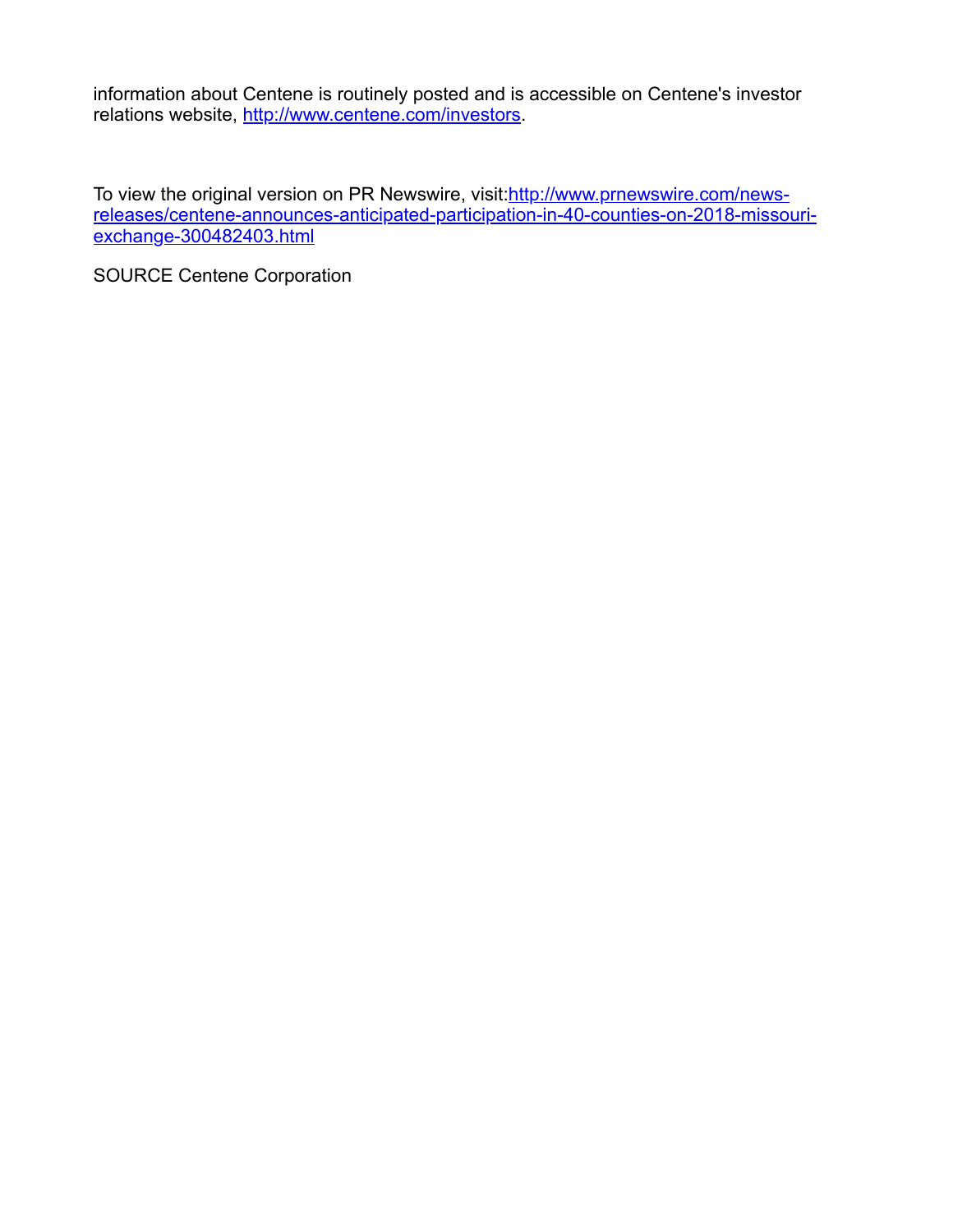information about Centene is routinely posted and is accessible on Centene's investor relations website, [http://www.centene.com/investors](http://www.centene.com/investors).

To view the original version on PR Newswire, visit:[http://www.prnewswire.com/news-releases/centene-announces-anticipated-participation-in-40-counties-on-2018-missouri-exchange-300482403.html](http://www.prnewswire.com/news-releases/centene-announces-anticipated-participation-in-40-counties-on-2018-missouri-exchange-300482403.html)

SOURCE Centene Corporation